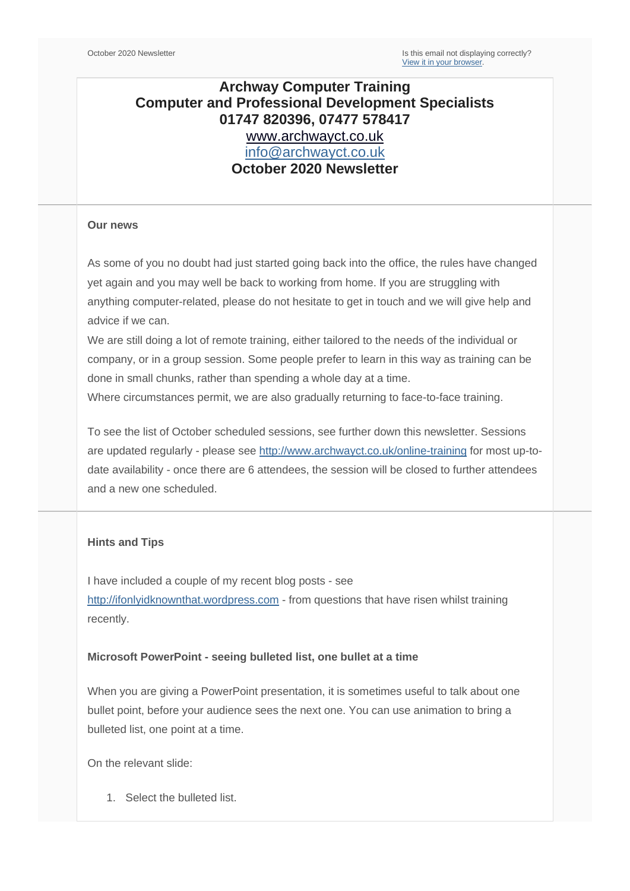October 2020 Newsletter

Is this email not displaying correctly?
View it in your browser.

# Archway Computer Training
# Computer and Professional Development Specialists
# 01747 820396, 07477 578417

www.archwayct.co.uk

info@archwayct.co.uk

## October 2020 Newsletter

**Our news**

As some of you no doubt had just started going back into the office, the rules have changed yet again and you may well be back to working from home. If you are struggling with anything computer-related, please do not hesitate to get in touch and we will give help and advice if we can.

We are still doing a lot of remote training, either tailored to the needs of the individual or company, or in a group session. Some people prefer to learn in this way as training can be done in small chunks, rather than spending a whole day at a time.

Where circumstances permit, we are also gradually returning to face-to-face training.

To see the list of October scheduled sessions, see further down this newsletter. Sessions are updated regularly - please see http://www.archwayct.co.uk/online-training for most up-to-date availability - once there are 6 attendees, the session will be closed to further attendees and a new one scheduled.

**Hints and Tips**

I have included a couple of my recent blog posts - see http://ifonlyidknownthat.wordpress.com - from questions that have risen whilst training recently.

**Microsoft PowerPoint - seeing bulleted list, one bullet at a time**

When you are giving a PowerPoint presentation, it is sometimes useful to talk about one bullet point, before your audience sees the next one. You can use animation to bring a bulleted list, one point at a time.

On the relevant slide:

1. Select the bulleted list.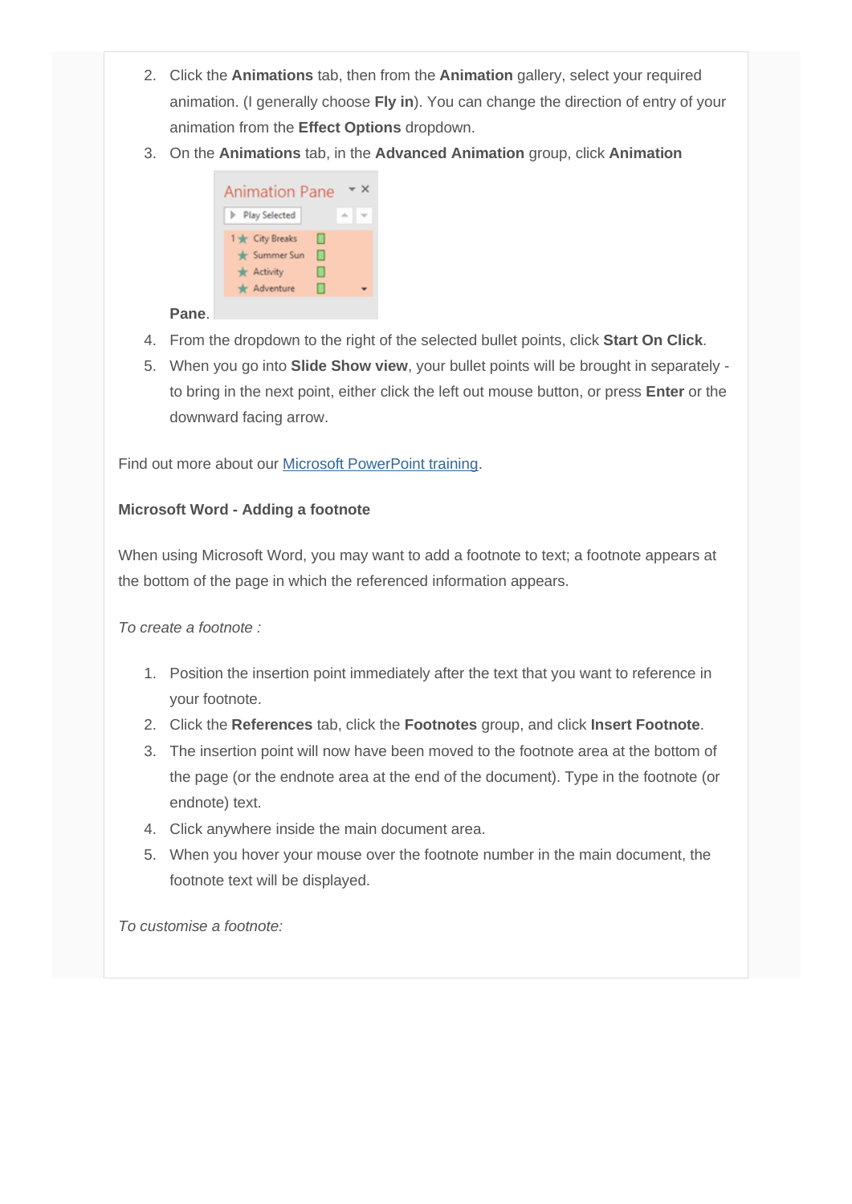2. Click the **Animations** tab, then from the **Animation** gallery, select your required animation. (I generally choose **Fly in**). You can change the direction of entry of your animation from the **Effect Options** dropdown.
3. On the **Animations** tab, in the **Advanced Animation** group, click **Animation Pane**.
4. From the dropdown to the right of the selected bullet points, click **Start On Click**.
5. When you go into **Slide Show view**, your bullet points will be brought in separately - to bring in the next point, either click the left out mouse button, or press **Enter** or the downward facing arrow.

Find out more about our Microsoft PowerPoint training.

**Microsoft Word - Adding a footnote**

When using Microsoft Word, you may want to add a footnote to text; a footnote appears at the bottom of the page in which the referenced information appears.

*To create a footnote :*

1. Position the insertion point immediately after the text that you want to reference in your footnote.
2. Click the **References** tab, click the **Footnotes** group, and click **Insert Footnote**.
3. The insertion point will now have been moved to the footnote area at the bottom of the page (or the endnote area at the end of the document). Type in the footnote (or endnote) text.
4. Click anywhere inside the main document area.
5. When you hover your mouse over the footnote number in the main document, the footnote text will be displayed.

*To customise a footnote:*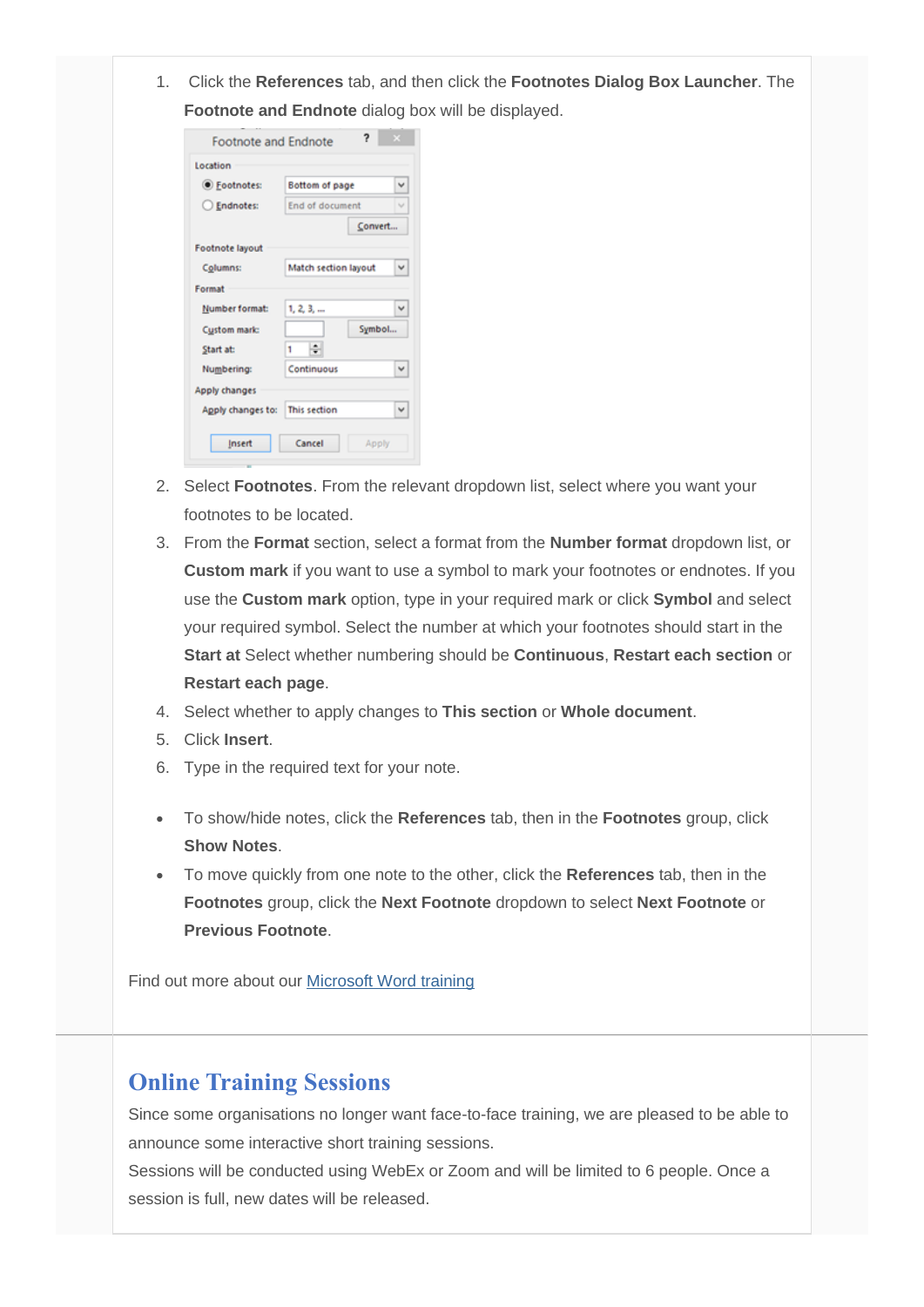1. Click the **References** tab, and then click the **Footnotes Dialog Box Launcher**. The **Footnote and Endnote** dialog box will be displayed.
2. Select **Footnotes**. From the relevant dropdown list, select where you want your footnotes to be located.
3. From the **Format** section, select a format from the **Number format** dropdown list, or **Custom mark** if you want to use a symbol to mark your footnotes or endnotes. If you use the **Custom mark** option, type in your required mark or click **Symbol** and select your required symbol. Select the number at which your footnotes should start in the **Start at** Select whether numbering should be **Continuous**, **Restart each section** or **Restart each page**.
4. Select whether to apply changes to **This section** or **Whole document**.
5. Click **Insert**.
6. Type in the required text for your note.

- To show/hide notes, click the **References** tab, then in the **Footnotes** group, click **Show Notes**.
- To move quickly from one note to the other, click the **References** tab, then in the **Footnotes** group, click the **Next Footnote** dropdown to select **Next Footnote** or **Previous Footnote**.

Find out more about our [Microsoft Word training]()

## Online Training Sessions

Since some organisations no longer want face-to-face training, we are pleased to be able to announce some interactive short training sessions.

Sessions will be conducted using WebEx or Zoom and will be limited to 6 people. Once a session is full, new dates will be released.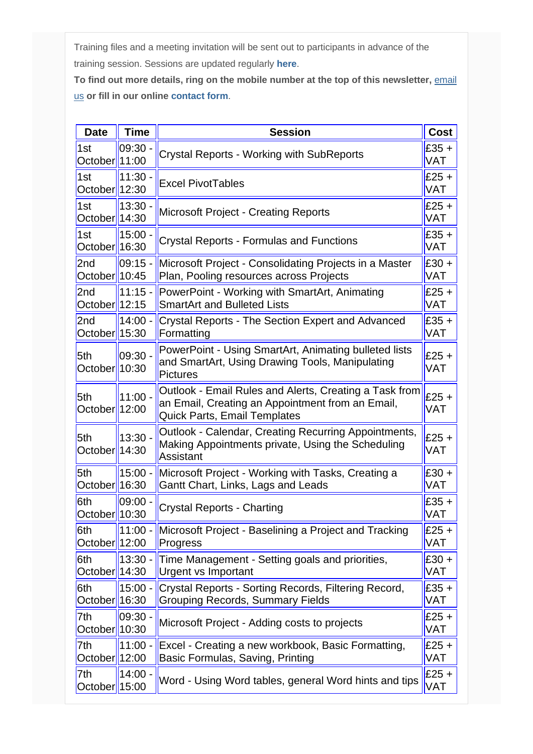Training files and a meeting invitation will be sent out to participants in advance of the training session. Sessions are updated regularly **here**.

**To find out more details, ring on the mobile number at the top of this newsletter, email us or fill in our online contact form.**

| Date | Time | Session | Cost |
|---|---|---|---|
| 1st October | 09:30 - 11:00 | Crystal Reports - Working with SubReports | £35 + VAT |
| 1st October | 11:30 - 12:30 | Excel PivotTables | £25 + VAT |
| 1st October | 13:30 - 14:30 | Microsoft Project - Creating Reports | £25 + VAT |
| 1st October | 15:00 - 16:30 | Crystal Reports - Formulas and Functions | £35 + VAT |
| 2nd October | 09:15 - 10:45 | Microsoft Project - Consolidating Projects in a Master Plan, Pooling resources across Projects | £30 + VAT |
| 2nd October | 11:15 - 12:15 | PowerPoint - Working with SmartArt, Animating SmartArt and Bulleted Lists | £25 + VAT |
| 2nd October | 14:00 - 15:30 | Crystal Reports - The Section Expert and Advanced Formatting | £35 + VAT |
| 5th October | 09:30 - 10:30 | PowerPoint - Using SmartArt, Animating bulleted lists and SmartArt, Using Drawing Tools, Manipulating Pictures | £25 + VAT |
| 5th October | 11:00 - 12:00 | Outlook - Email Rules and Alerts, Creating a Task from an Email, Creating an Appointment from an Email, Quick Parts, Email Templates | £25 + VAT |
| 5th October | 13:30 - 14:30 | Outlook - Calendar, Creating Recurring Appointments, Making Appointments private, Using the Scheduling Assistant | £25 + VAT |
| 5th October | 15:00 - 16:30 | Microsoft Project - Working with Tasks, Creating a Gantt Chart, Links, Lags and Leads | £30 + VAT |
| 6th October | 09:00 - 10:30 | Crystal Reports - Charting | £35 + VAT |
| 6th October | 11:00 - 12:00 | Microsoft Project - Baselining a Project and Tracking Progress | £25 + VAT |
| 6th October | 13:30 - 14:30 | Time Management - Setting goals and priorities, Urgent vs Important | £30 + VAT |
| 6th October | 15:00 - 16:30 | Crystal Reports - Sorting Records, Filtering Record, Grouping Records, Summary Fields | £35 + VAT |
| 7th October | 09:30 - 10:30 | Microsoft Project - Adding costs to projects | £25 + VAT |
| 7th October | 11:00 - 12:00 | Excel - Creating a new workbook, Basic Formatting, Basic Formulas, Saving, Printing | £25 + VAT |
| 7th October | 14:00 - 15:00 | Word - Using Word tables, general Word hints and tips | £25 + VAT |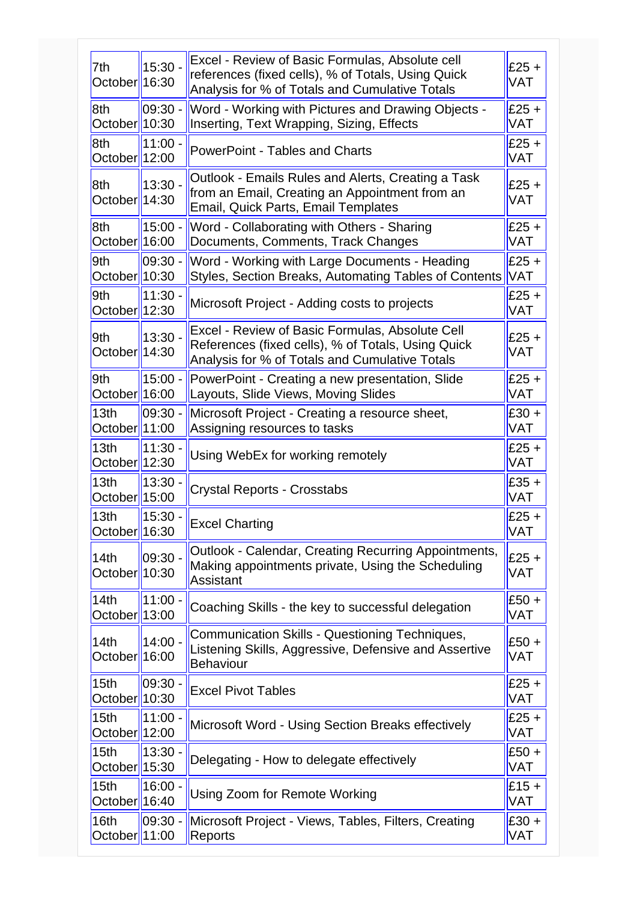| 7th October | 15:30 - 16:30 | Excel - Review of Basic Formulas, Absolute cell references (fixed cells), % of Totals, Using Quick Analysis for % of Totals and Cumulative Totals | £25 + VAT |
|---|---|---|---|
| 8th October | 09:30 - 10:30 | Word - Working with Pictures and Drawing Objects - Inserting, Text Wrapping, Sizing, Effects | £25 + VAT |
| 8th October | 11:00 - 12:00 | PowerPoint - Tables and Charts | £25 + VAT |
| 8th October | 13:30 - 14:30 | Outlook - Emails Rules and Alerts, Creating a Task from an Email, Creating an Appointment from an Email, Quick Parts, Email Templates | £25 + VAT |
| 8th October | 15:00 - 16:00 | Word - Collaborating with Others - Sharing Documents, Comments, Track Changes | £25 + VAT |
| 9th October | 09:30 - 10:30 | Word - Working with Large Documents - Heading Styles, Section Breaks, Automating Tables of Contents | £25 + VAT |
| 9th October | 11:30 - 12:30 | Microsoft Project - Adding costs to projects | £25 + VAT |
| 9th October | 13:30 - 14:30 | Excel - Review of Basic Formulas, Absolute Cell References (fixed cells), % of Totals, Using Quick Analysis for % of Totals and Cumulative Totals | £25 + VAT |
| 9th October | 15:00 - 16:00 | PowerPoint - Creating a new presentation, Slide Layouts, Slide Views, Moving Slides | £25 + VAT |
| 13th October | 09:30 - 11:00 | Microsoft Project - Creating a resource sheet, Assigning resources to tasks | £30 + VAT |
| 13th October | 11:30 - 12:30 | Using WebEx for working remotely | £25 + VAT |
| 13th October | 13:30 - 15:00 | Crystal Reports - Crosstabs | £35 + VAT |
| 13th October | 15:30 - 16:30 | Excel Charting | £25 + VAT |
| 14th October | 09:30 - 10:30 | Outlook - Calendar, Creating Recurring Appointments, Making appointments private, Using the Scheduling Assistant | £25 + VAT |
| 14th October | 11:00 - 13:00 | Coaching Skills - the key to successful delegation | £50 + VAT |
| 14th October | 14:00 - 16:00 | Communication Skills - Questioning Techniques, Listening Skills, Aggressive, Defensive and Assertive Behaviour | £50 + VAT |
| 15th October | 09:30 - 10:30 | Excel Pivot Tables | £25 + VAT |
| 15th October | 11:00 - 12:00 | Microsoft Word - Using Section Breaks effectively | £25 + VAT |
| 15th October | 13:30 - 15:30 | Delegating - How to delegate effectively | £50 + VAT |
| 15th October | 16:00 - 16:40 | Using Zoom for Remote Working | £15 + VAT |
| 16th October | 09:30 - 11:00 | Microsoft Project - Views, Tables, Filters, Creating Reports | £30 + VAT |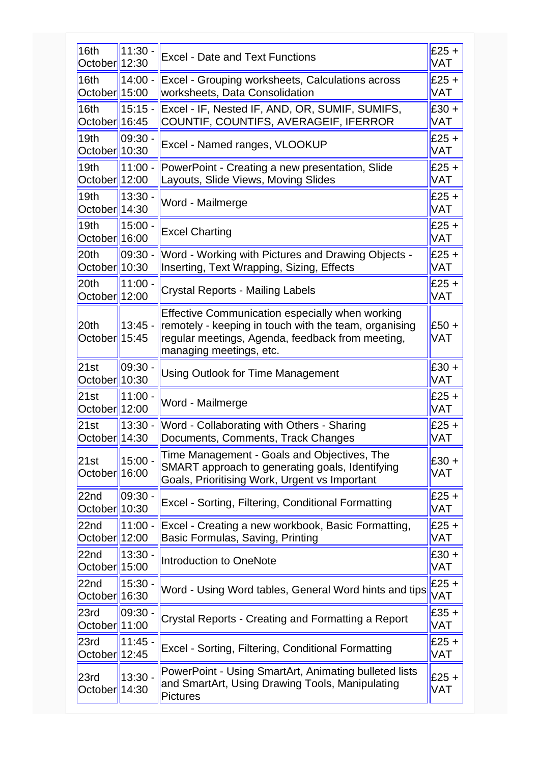| 16th October | 11:30 - 12:30 | Excel - Date and Text Functions | £25 + VAT |
|---|---|---|---|
| 16th October | 14:00 - 15:00 | Excel - Grouping worksheets, Calculations across worksheets, Data Consolidation | £25 + VAT |
| 16th October | 15:15 - 16:45 | Excel - IF, Nested IF, AND, OR, SUMIF, SUMIFS, COUNTIF, COUNTIFS, AVERAGEIF, IFERROR | £30 + VAT |
| 19th October | 09:30 - 10:30 | Excel - Named ranges, VLOOKUP | £25 + VAT |
| 19th October | 11:00 - 12:00 | PowerPoint - Creating a new presentation, Slide Layouts, Slide Views, Moving Slides | £25 + VAT |
| 19th October | 13:30 - 14:30 | Word - Mailmerge | £25 + VAT |
| 19th October | 15:00 - 16:00 | Excel Charting | £25 + VAT |
| 20th October | 09:30 - 10:30 | Word - Working with Pictures and Drawing Objects - Inserting, Text Wrapping, Sizing, Effects | £25 + VAT |
| 20th October | 11:00 - 12:00 | Crystal Reports - Mailing Labels | £25 + VAT |
| 20th October | 13:45 - 15:45 | Effective Communication especially when working remotely - keeping in touch with the team, organising regular meetings, Agenda, feedback from meeting, managing meetings, etc. | £50 + VAT |
| 21st October | 09:30 - 10:30 | Using Outlook for Time Management | £30 + VAT |
| 21st October | 11:00 - 12:00 | Word - Mailmerge | £25 + VAT |
| 21st October | 13:30 - 14:30 | Word - Collaborating with Others - Sharing Documents, Comments, Track Changes | £25 + VAT |
| 21st October | 15:00 - 16:00 | Time Management - Goals and Objectives, The SMART approach to generating goals, Identifying Goals, Prioritising Work, Urgent vs Important | £30 + VAT |
| 22nd October | 09:30 - 10:30 | Excel - Sorting, Filtering, Conditional Formatting | £25 + VAT |
| 22nd October | 11:00 - 12:00 | Excel - Creating a new workbook, Basic Formatting, Basic Formulas, Saving, Printing | £25 + VAT |
| 22nd October | 13:30 - 15:00 | Introduction to OneNote | £30 + VAT |
| 22nd October | 15:30 - 16:30 | Word - Using Word tables, General Word hints and tips | £25 + VAT |
| 23rd October | 09:30 - 11:00 | Crystal Reports - Creating and Formatting a Report | £35 + VAT |
| 23rd October | 11:45 - 12:45 | Excel - Sorting, Filtering, Conditional Formatting | £25 + VAT |
| 23rd October | 13:30 - 14:30 | PowerPoint - Using SmartArt, Animating bulleted lists and SmartArt, Using Drawing Tools, Manipulating Pictures | £25 + VAT |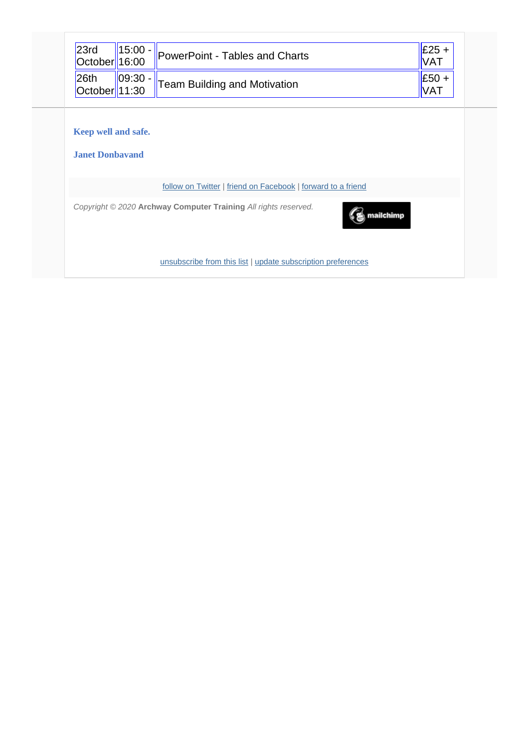| | | | |
|---|---|---|---|
| 23rd October | 15:00 - 16:00 | PowerPoint - Tables and Charts | £25 + VAT |
| 26th October | 09:30 - 11:30 | Team Building and Motivation | £50 + VAT |

**Keep well and safe.**

**Janet Donbavand**

follow on Twitter | friend on Facebook | forward to a friend

*Copyright © 2020* **Archway Computer Training** *All rights reserved.*

mailchimp

unsubscribe from this list | update subscription preferences